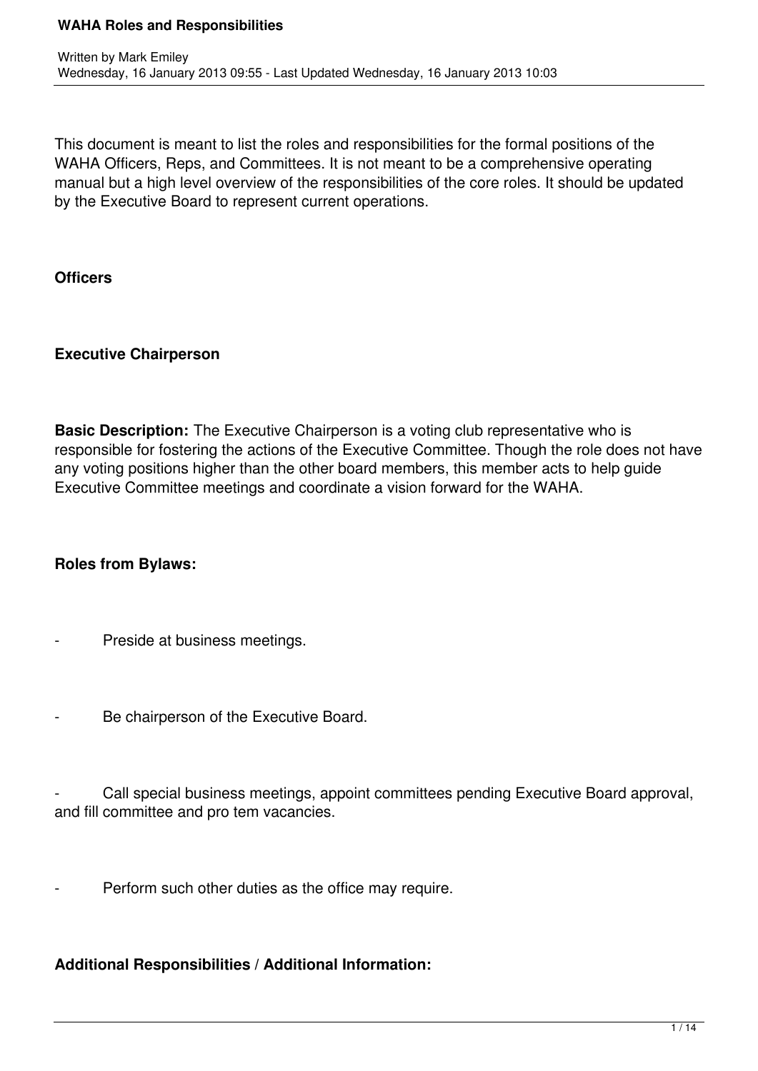# WAHA Roles and Responsibilities

Written by Mark Emiley
Wednesday, 16 January 2013 09:55 - Last Updated Wednesday, 16 January 2013 10:03

This document is meant to list the roles and responsibilities for the formal positions of the WAHA Officers, Reps, and Committees. It is not meant to be a comprehensive operating manual but a high level overview of the responsibilities of the core roles. It should be updated by the Executive Board to represent current operations.

## Officers

### Executive Chairperson

**Basic Description:** The Executive Chairperson is a voting club representative who is responsible for fostering the actions of the Executive Committee. Though the role does not have any voting positions higher than the other board members, this member acts to help guide Executive Committee meetings and coordinate a vision forward for the WAHA.

**Roles from Bylaws:**

- Preside at business meetings.
- Be chairperson of the Executive Board.
- Call special business meetings, appoint committees pending Executive Board approval, and fill committee and pro tem vacancies.
- Perform such other duties as the office may require.

**Additional Responsibilities / Additional Information:**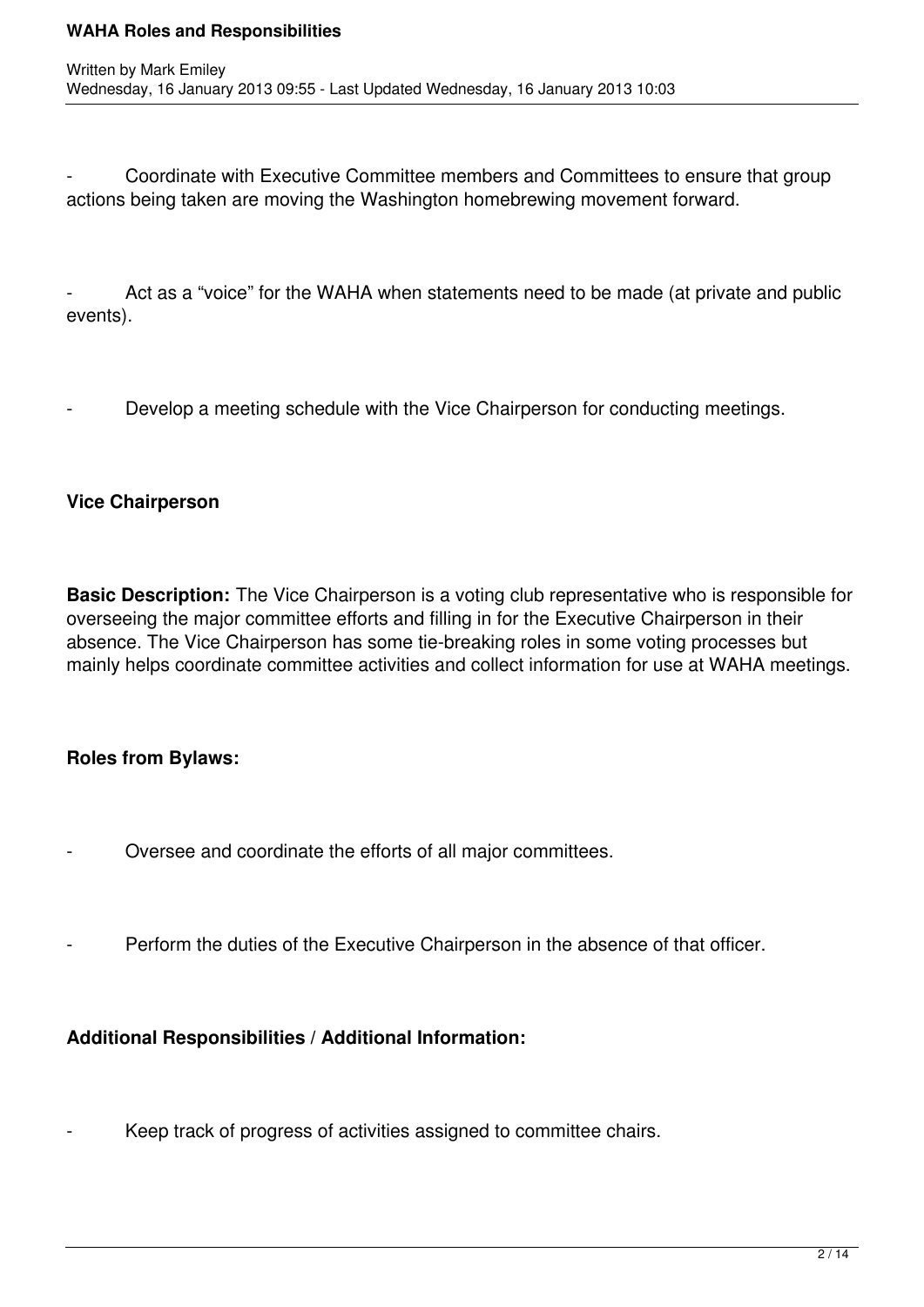- Coordinate with Executive Committee members and Committees to ensure that group actions being taken are moving the Washington homebrewing movement forward.

- Act as a “voice” for the WAHA when statements need to be made (at private and public events).

- Develop a meeting schedule with the Vice Chairperson for conducting meetings.

### Vice Chairperson

**Basic Description:** The Vice Chairperson is a voting club representative who is responsible for overseeing the major committee efforts and filling in for the Executive Chairperson in their absence. The Vice Chairperson has some tie-breaking roles in some voting processes but mainly helps coordinate committee activities and collect information for use at WAHA meetings.

**Roles from Bylaws:**

- Oversee and coordinate the efforts of all major committees.

- Perform the duties of the Executive Chairperson in the absence of that officer.

**Additional Responsibilities / Additional Information:**

- Keep track of progress of activities assigned to committee chairs.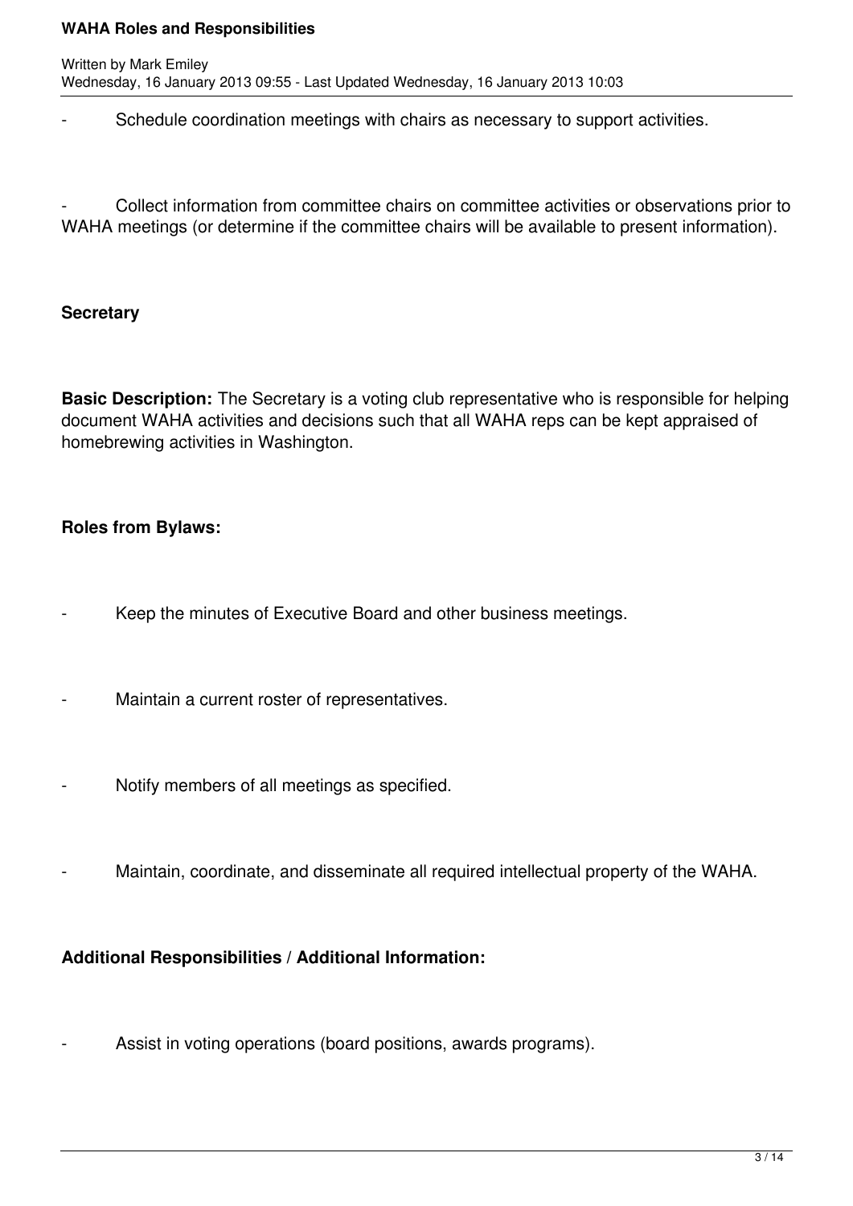- Schedule coordination meetings with chairs as necessary to support activities.

- Collect information from committee chairs on committee activities or observations prior to WAHA meetings (or determine if the committee chairs will be available to present information).

### Secretary

**Basic Description:** The Secretary is a voting club representative who is responsible for helping document WAHA activities and decisions such that all WAHA reps can be kept appraised of homebrewing activities in Washington.

**Roles from Bylaws:**

- Keep the minutes of Executive Board and other business meetings.

- Maintain a current roster of representatives.

- Notify members of all meetings as specified.

- Maintain, coordinate, and disseminate all required intellectual property of the WAHA.

**Additional Responsibilities / Additional Information:**

- Assist in voting operations (board positions, awards programs).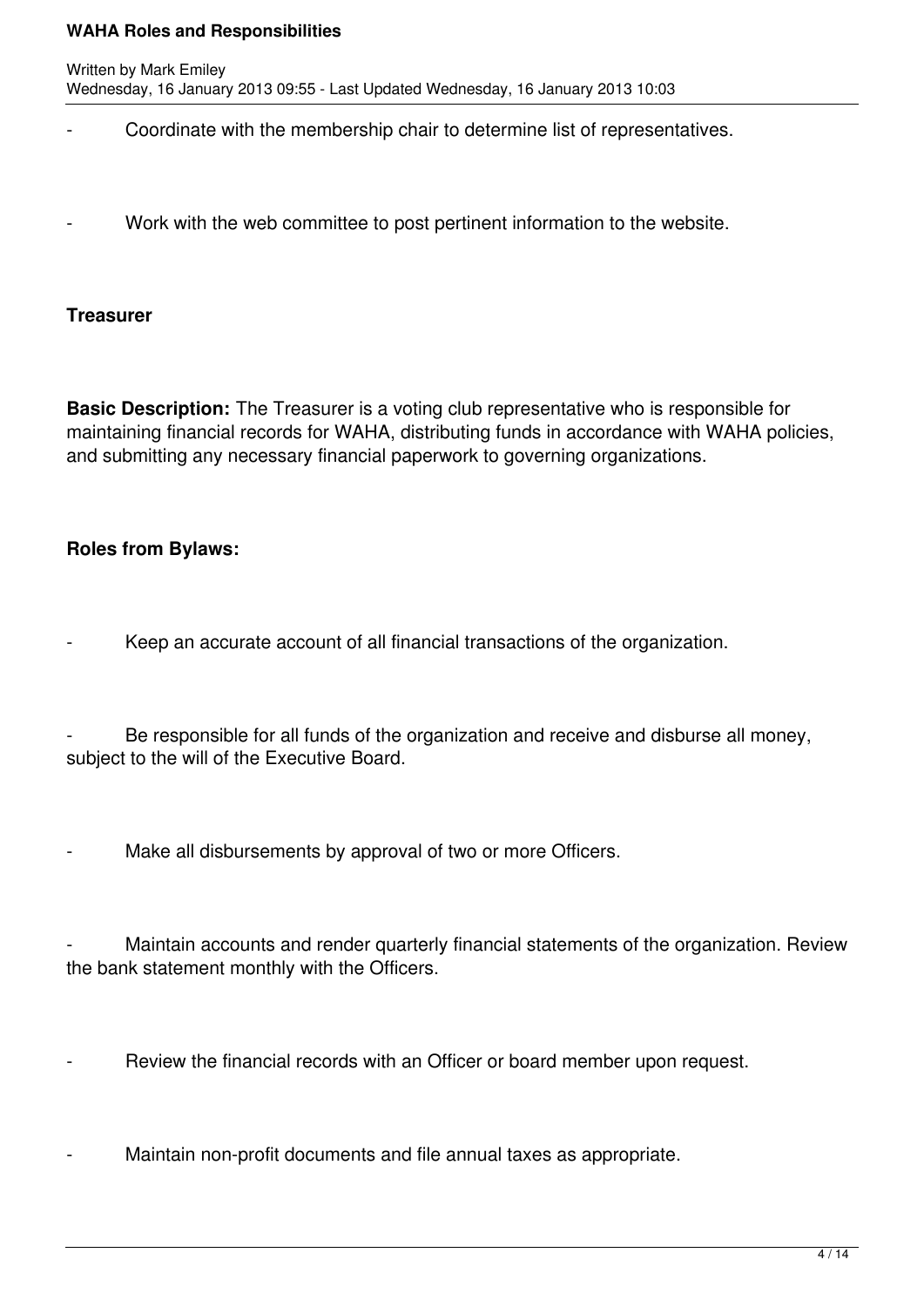- Coordinate with the membership chair to determine list of representatives.

- Work with the web committee to post pertinent information to the website.

**Treasurer**

**Basic Description:** The Treasurer is a voting club representative who is responsible for maintaining financial records for WAHA, distributing funds in accordance with WAHA policies, and submitting any necessary financial paperwork to governing organizations.

**Roles from Bylaws:**

- Keep an accurate account of all financial transactions of the organization.

- Be responsible for all funds of the organization and receive and disburse all money, subject to the will of the Executive Board.

- Make all disbursements by approval of two or more Officers.

- Maintain accounts and render quarterly financial statements of the organization. Review the bank statement monthly with the Officers.

- Review the financial records with an Officer or board member upon request.

- Maintain non-profit documents and file annual taxes as appropriate.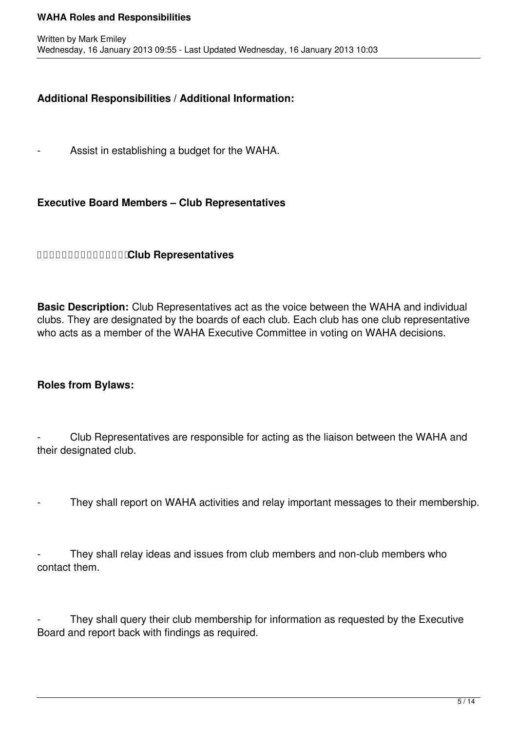**Additional Responsibilities / Additional Information:**

- Assist in establishing a budget for the WAHA.

**Executive Board Members – Club Representatives**

**Club Representatives**

**Basic Description:** Club Representatives act as the voice between the WAHA and individual clubs. They are designated by the boards of each club. Each club has one club representative who acts as a member of the WAHA Executive Committee in voting on WAHA decisions.

**Roles from Bylaws:**

- Club Representatives are responsible for acting as the liaison between the WAHA and their designated club.

- They shall report on WAHA activities and relay important messages to their membership.

- They shall relay ideas and issues from club members and non-club members who contact them.

- They shall query their club membership for information as requested by the Executive Board and report back with findings as required.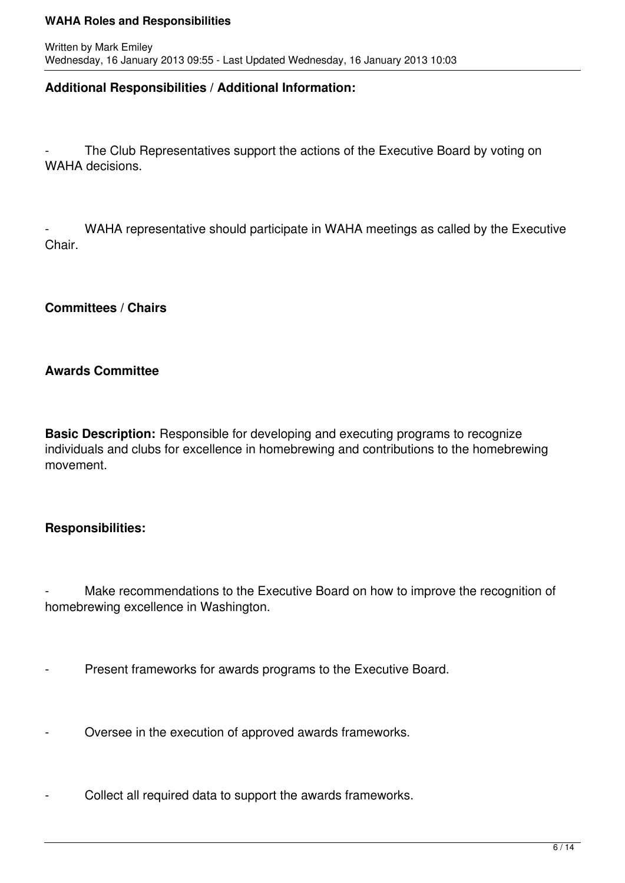**Additional Responsibilities / Additional Information:**

- The Club Representatives support the actions of the Executive Board by voting on WAHA decisions.

- WAHA representative should participate in WAHA meetings as called by the Executive Chair.

## Committees / Chairs

### Awards Committee

**Basic Description:** Responsible for developing and executing programs to recognize individuals and clubs for excellence in homebrewing and contributions to the homebrewing movement.

**Responsibilities:**

- Make recommendations to the Executive Board on how to improve the recognition of homebrewing excellence in Washington.

- Present frameworks for awards programs to the Executive Board.

- Oversee in the execution of approved awards frameworks.

- Collect all required data to support the awards frameworks.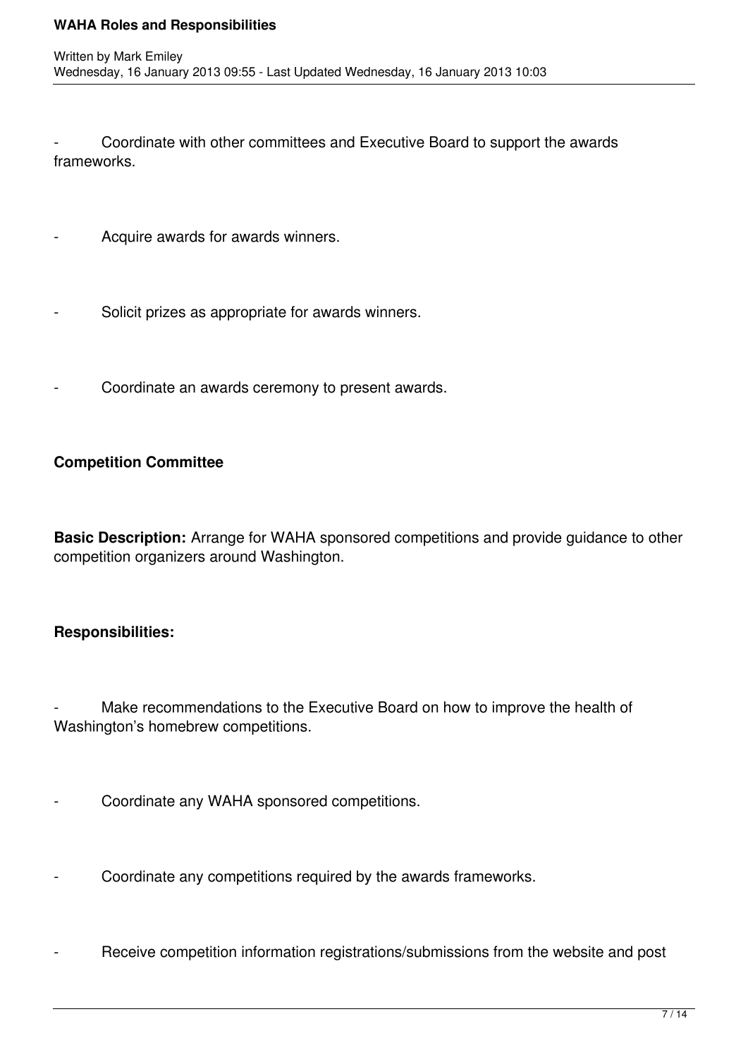- Coordinate with other committees and Executive Board to support the awards frameworks.

- Acquire awards for awards winners.

- Solicit prizes as appropriate for awards winners.

- Coordinate an awards ceremony to present awards.

**Competition Committee**

**Basic Description:** Arrange for WAHA sponsored competitions and provide guidance to other competition organizers around Washington.

**Responsibilities:**

- Make recommendations to the Executive Board on how to improve the health of Washington's homebrew competitions.

- Coordinate any WAHA sponsored competitions.

- Coordinate any competitions required by the awards frameworks.

- Receive competition information registrations/submissions from the website and post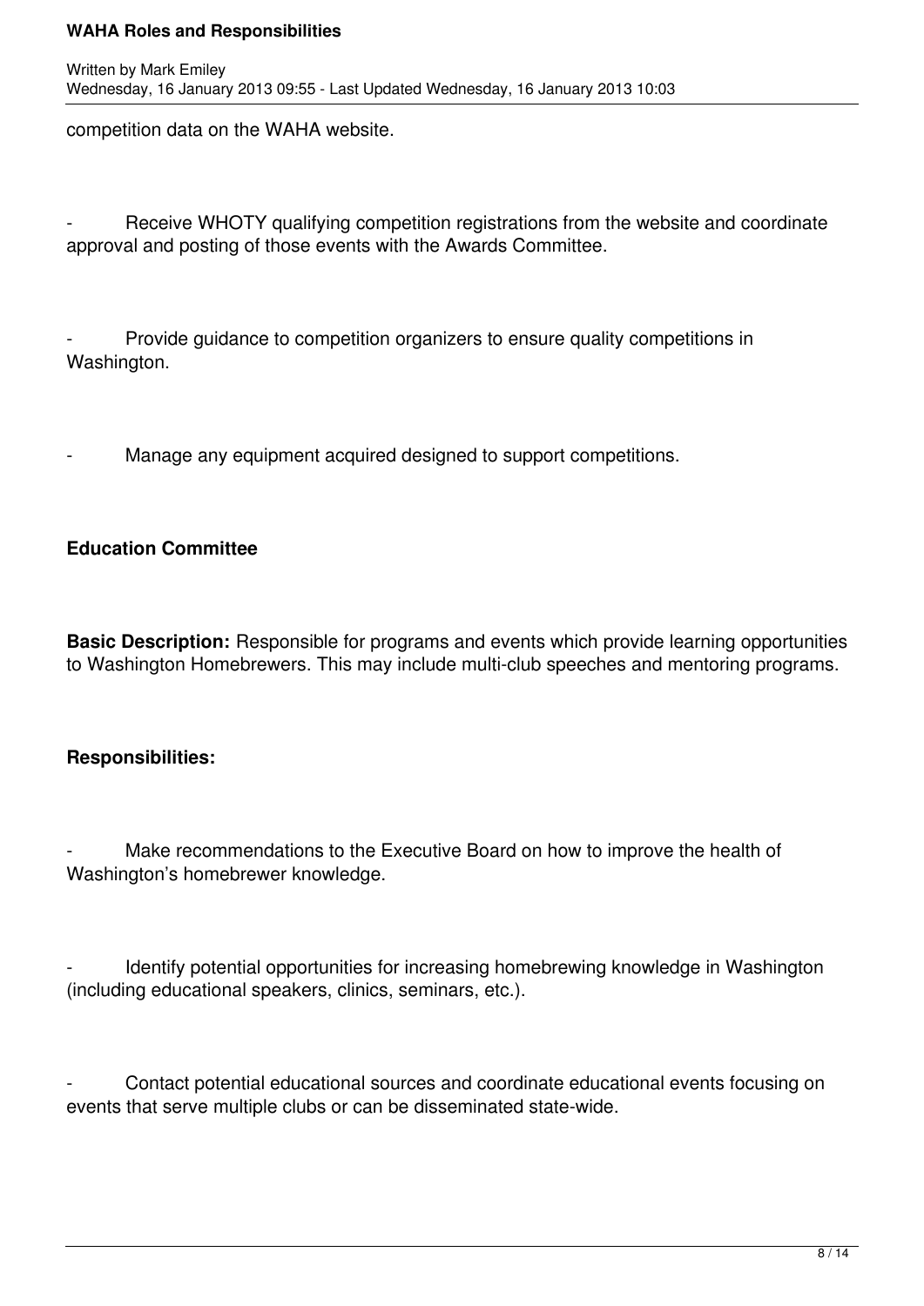competition data on the WAHA website.

- Receive WHOTY qualifying competition registrations from the website and coordinate approval and posting of those events with the Awards Committee.

- Provide guidance to competition organizers to ensure quality competitions in Washington.

- Manage any equipment acquired designed to support competitions.

**Education Committee**

**Basic Description:** Responsible for programs and events which provide learning opportunities to Washington Homebrewers. This may include multi-club speeches and mentoring programs.

**Responsibilities:**

- Make recommendations to the Executive Board on how to improve the health of Washington's homebrewer knowledge.

- Identify potential opportunities for increasing homebrewing knowledge in Washington (including educational speakers, clinics, seminars, etc.).

- Contact potential educational sources and coordinate educational events focusing on events that serve multiple clubs or can be disseminated state-wide.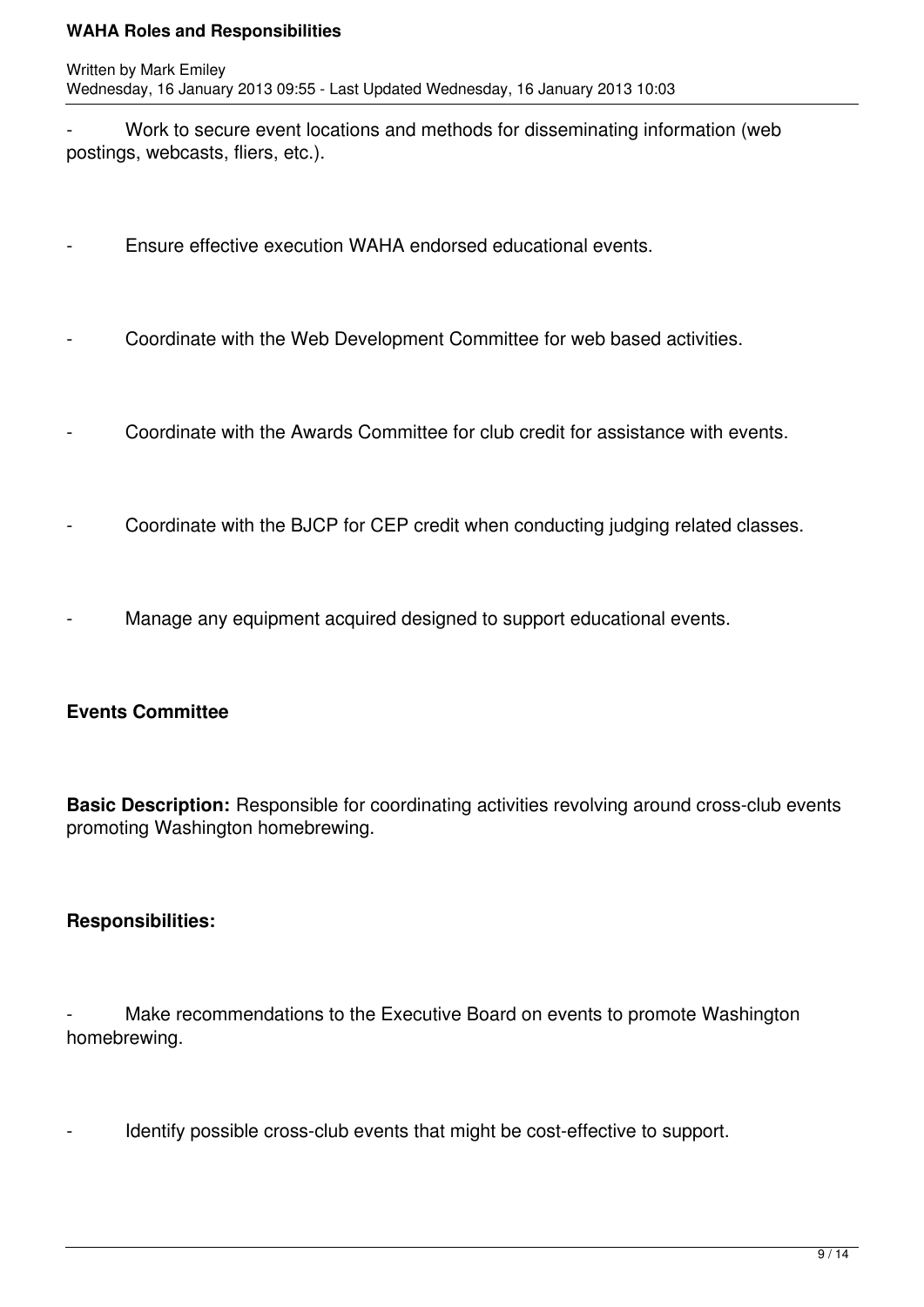- Work to secure event locations and methods for disseminating information (web postings, webcasts, fliers, etc.).

- Ensure effective execution WAHA endorsed educational events.

- Coordinate with the Web Development Committee for web based activities.

- Coordinate with the Awards Committee for club credit for assistance with events.

- Coordinate with the BJCP for CEP credit when conducting judging related classes.

- Manage any equipment acquired designed to support educational events.

**Events Committee**

**Basic Description:** Responsible for coordinating activities revolving around cross-club events promoting Washington homebrewing.

**Responsibilities:**

- Make recommendations to the Executive Board on events to promote Washington homebrewing.

- Identify possible cross-club events that might be cost-effective to support.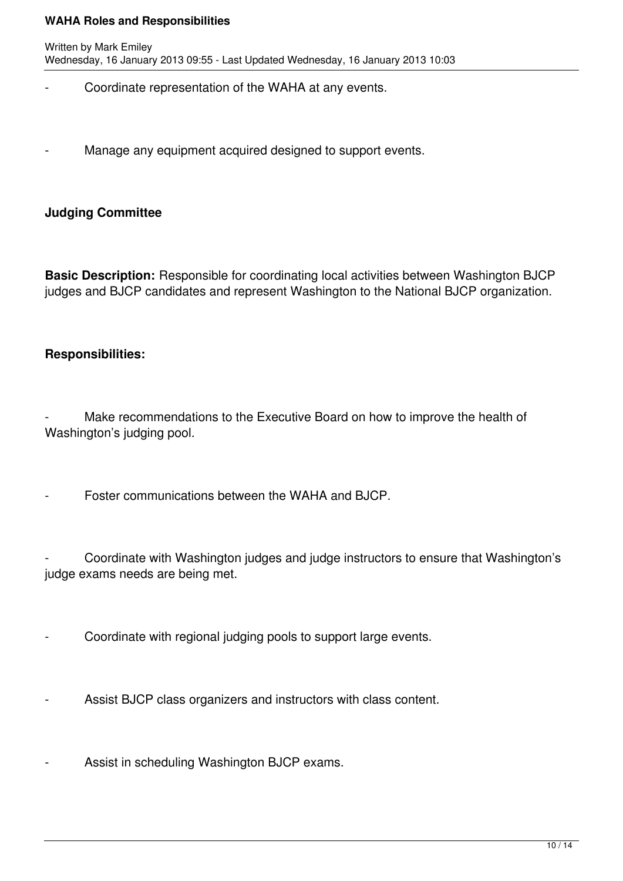- Coordinate representation of the WAHA at any events.

- Manage any equipment acquired designed to support events.

**Judging Committee**

**Basic Description:** Responsible for coordinating local activities between Washington BJCP judges and BJCP candidates and represent Washington to the National BJCP organization.

**Responsibilities:**

- Make recommendations to the Executive Board on how to improve the health of Washington's judging pool.

- Foster communications between the WAHA and BJCP.

- Coordinate with Washington judges and judge instructors to ensure that Washington's judge exams needs are being met.

- Coordinate with regional judging pools to support large events.

- Assist BJCP class organizers and instructors with class content.

- Assist in scheduling Washington BJCP exams.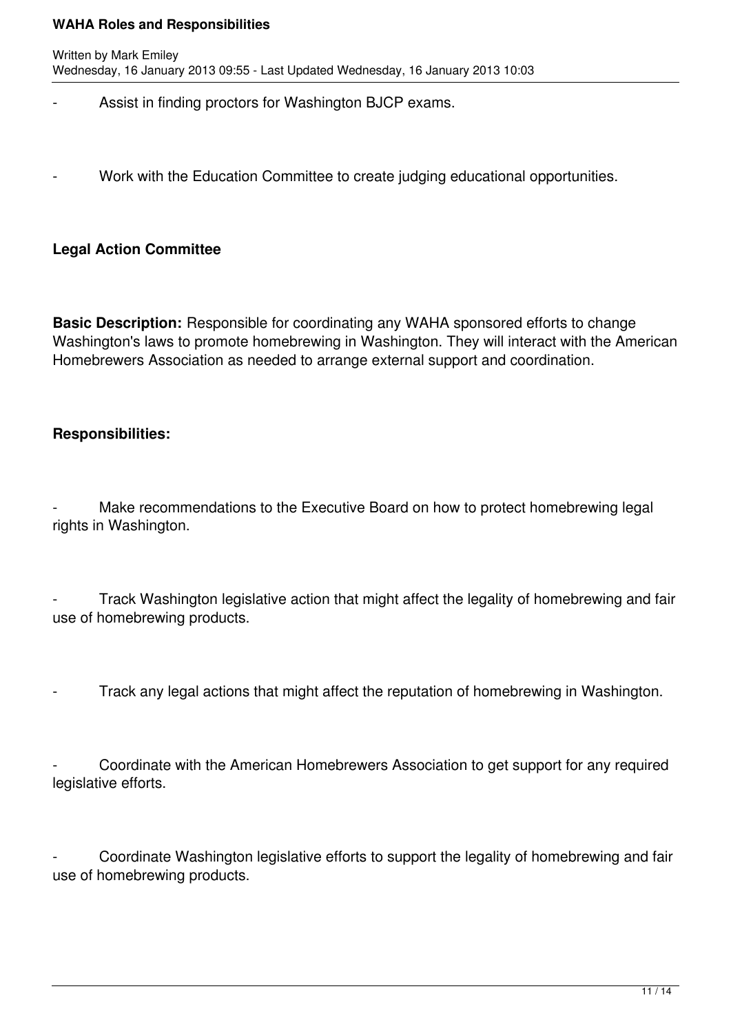- Assist in finding proctors for Washington BJCP exams.

- Work with the Education Committee to create judging educational opportunities.

**Legal Action Committee**

**Basic Description:** Responsible for coordinating any WAHA sponsored efforts to change Washington's laws to promote homebrewing in Washington. They will interact with the American Homebrewers Association as needed to arrange external support and coordination.

**Responsibilities:**

- Make recommendations to the Executive Board on how to protect homebrewing legal rights in Washington.

- Track Washington legislative action that might affect the legality of homebrewing and fair use of homebrewing products.

- Track any legal actions that might affect the reputation of homebrewing in Washington.

- Coordinate with the American Homebrewers Association to get support for any required legislative efforts.

- Coordinate Washington legislative efforts to support the legality of homebrewing and fair use of homebrewing products.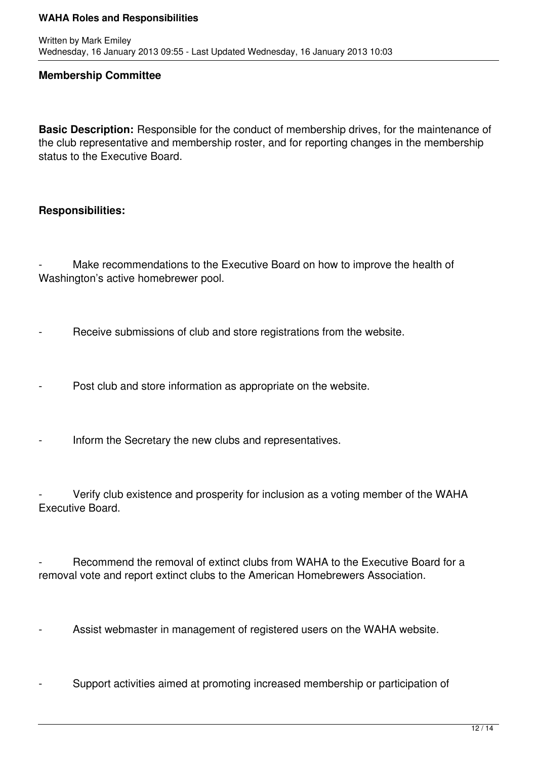**Membership Committee**

**Basic Description:** Responsible for the conduct of membership drives, for the maintenance of the club representative and membership roster, and for reporting changes in the membership status to the Executive Board.

**Responsibilities:**

- Make recommendations to the Executive Board on how to improve the health of Washington's active homebrewer pool.

- Receive submissions of club and store registrations from the website.

- Post club and store information as appropriate on the website.

- Inform the Secretary the new clubs and representatives.

- Verify club existence and prosperity for inclusion as a voting member of the WAHA Executive Board.

- Recommend the removal of extinct clubs from WAHA to the Executive Board for a removal vote and report extinct clubs to the American Homebrewers Association.

- Assist webmaster in management of registered users on the WAHA website.

- Support activities aimed at promoting increased membership or participation of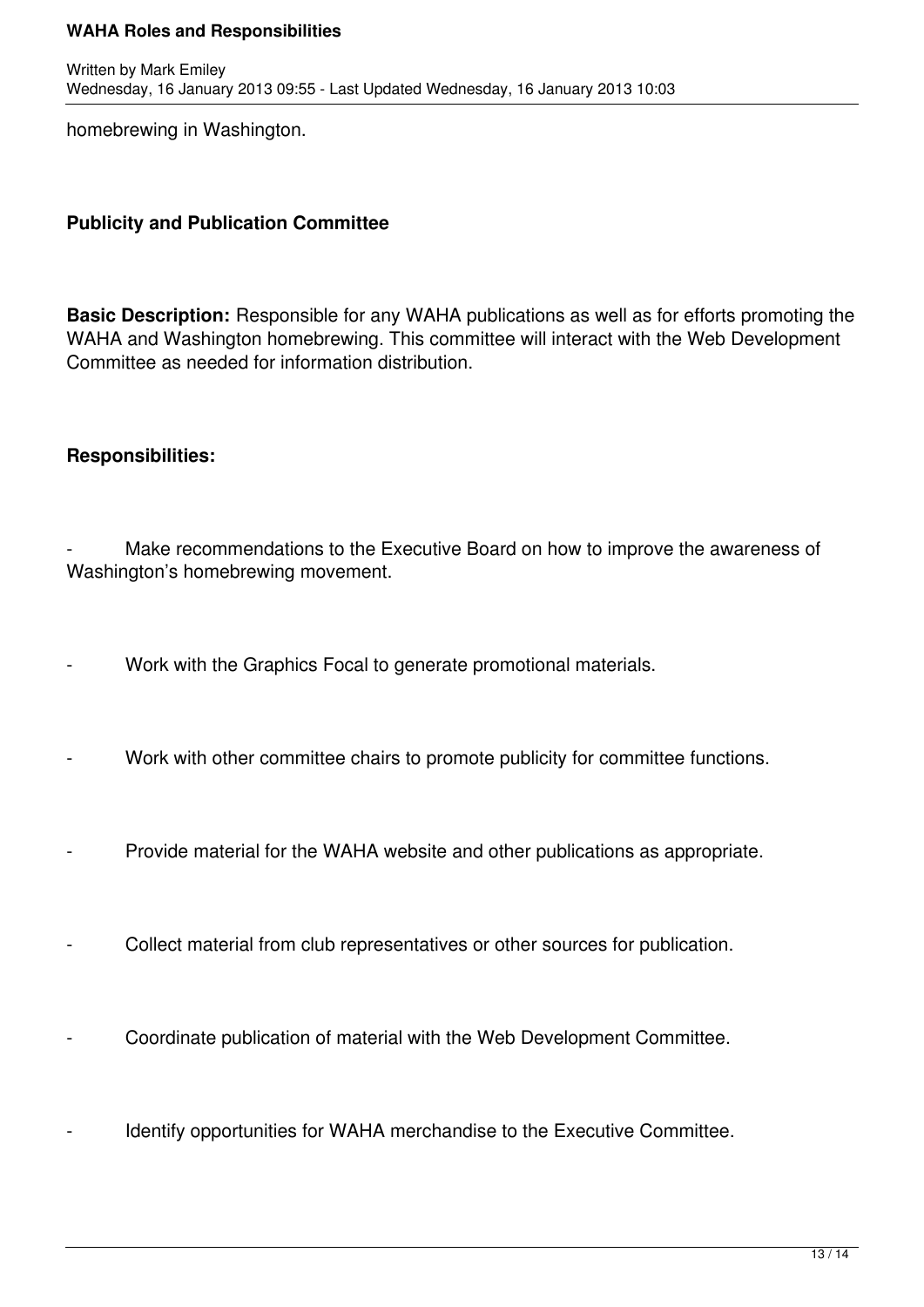homebrewing in Washington.

**Publicity and Publication Committee**

**Basic Description:** Responsible for any WAHA publications as well as for efforts promoting the WAHA and Washington homebrewing. This committee will interact with the Web Development Committee as needed for information distribution.

**Responsibilities:**

- Make recommendations to the Executive Board on how to improve the awareness of Washington's homebrewing movement.
- Work with the Graphics Focal to generate promotional materials.
- Work with other committee chairs to promote publicity for committee functions.
- Provide material for the WAHA website and other publications as appropriate.
- Collect material from club representatives or other sources for publication.
- Coordinate publication of material with the Web Development Committee.
- Identify opportunities for WAHA merchandise to the Executive Committee.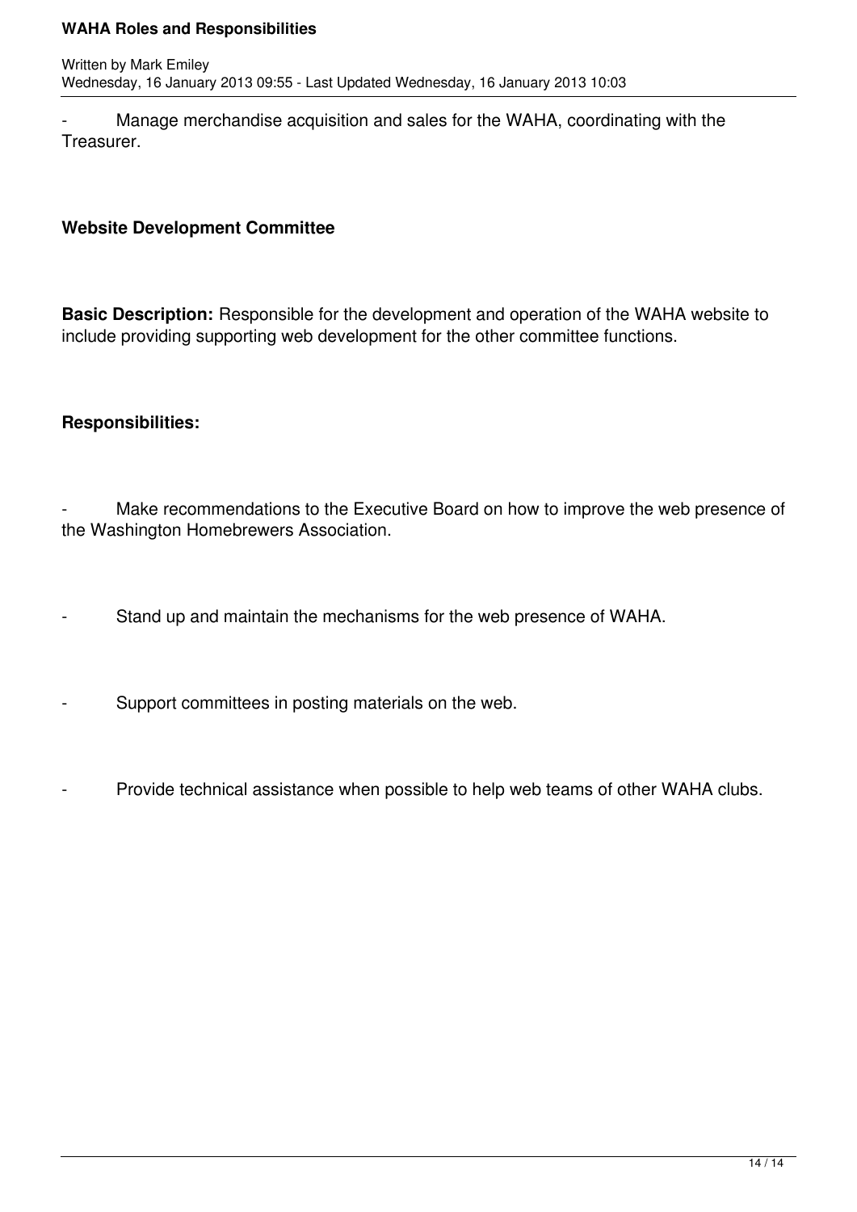- Manage merchandise acquisition and sales for the WAHA, coordinating with the Treasurer.

### Website Development Committee

**Basic Description:** Responsible for the development and operation of the WAHA website to include providing supporting web development for the other committee functions.

**Responsibilities:**

- Make recommendations to the Executive Board on how to improve the web presence of the Washington Homebrewers Association.

- Stand up and maintain the mechanisms for the web presence of WAHA.

- Support committees in posting materials on the web.

- Provide technical assistance when possible to help web teams of other WAHA clubs.